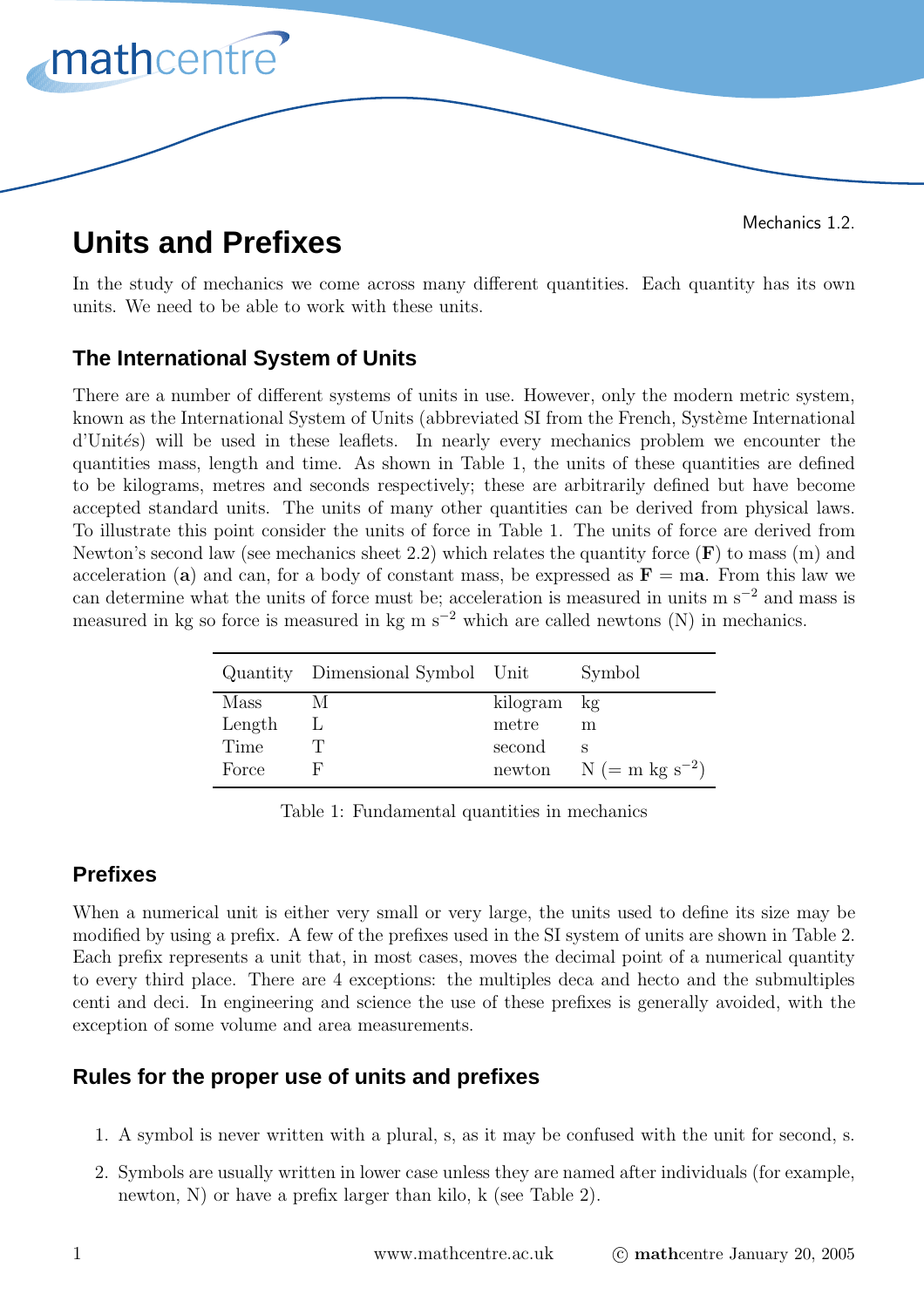Mechanics 1.2.

# Units and Prefixes

In the study of mechanics we come across many different quantities. Each quantity has its own units. We need to be able to work with these units.

## The International System of Units

There are a number of different systems of units in use. However, only the modern metric system, known as the International System of Units (abbreviated SI from the French, Système International d'Unités) will be used in these leaflets. In nearly every mechanics problem we encounter the quantities mass, length and time. As shown in Table 1, the units of these quantities are defined to be kilograms, metres and seconds respectively; these are arbitrarily defined but have become accepted standard units. The units of many other quantities can be derived from physical laws. To illustrate this point consider the units of force in Table 1. The units of force are derived from Newton's second law (see mechanics sheet 2.2) which relates the quantity force (**F**) to mass (m) and acceleration (**a**) and can, for a body of constant mass, be expressed as $\mathbf{F} = m\mathbf{a}$. From this law we can determine what the units of force must be; acceleration is measured in units m s$^{-2}$ and mass is measured in kg so force is measured in kg m s$^{-2}$ which are called newtons (N) in mechanics.

| Quantity | Dimensional Symbol | Unit | Symbol |
|---|---|---|---|
| Mass | M | kilogram | kg |
| Length | L | metre | m |
| Time | T | second | s |
| Force | F | newton | N (= m kg s$^{-2}$) |

Table 1: Fundamental quantities in mechanics

## Prefixes

When a numerical unit is either very small or very large, the units used to define its size may be modified by using a prefix. A few of the prefixes used in the SI system of units are shown in Table 2. Each prefix represents a unit that, in most cases, moves the decimal point of a numerical quantity to every third place. There are 4 exceptions: the multiples deca and hecto and the submultiples centi and deci. In engineering and science the use of these prefixes is generally avoided, with the exception of some volume and area measurements.

## Rules for the proper use of units and prefixes

1. A symbol is never written with a plural, s, as it may be confused with the unit for second, s.
2. Symbols are usually written in lower case unless they are named after individuals (for example, newton, N) or have a prefix larger than kilo, k (see Table 2).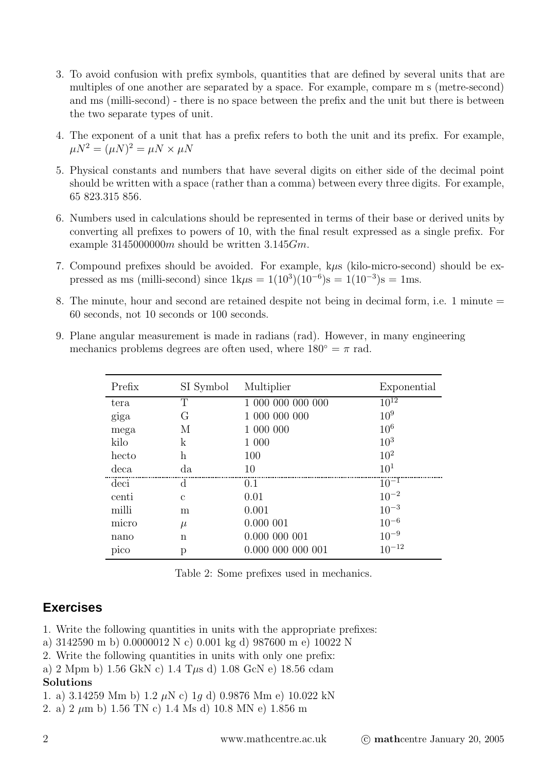3. To avoid confusion with prefix symbols, quantities that are defined by several units that are multiples of one another are separated by a space. For example, compare m s (metre-second) and ms (milli-second) - there is no space between the prefix and the unit but there is between the two separate types of unit.

4. The exponent of a unit that has a prefix refers to both the unit and its prefix. For example, $\mu N^2 = (\mu N)^2 = \mu N \times \mu N$

5. Physical constants and numbers that have several digits on either side of the decimal point should be written with a space (rather than a comma) between every three digits. For example, 65 823.315 856.

6. Numbers used in calculations should be represented in terms of their base or derived units by converting all prefixes to powers of 10, with the final result expressed as a single prefix. For example $3145000000m$ should be written $3.145Gm$.

7. Compound prefixes should be avoided. For example, k$\mu$s (kilo-micro-second) should be expressed as ms (milli-second) since $1\text{k}\mu\text{s} = 1(10^3)(10^{-6})\text{s} = 1(10^{-3})\text{s} = 1\text{ms}$.

8. The minute, hour and second are retained despite not being in decimal form, i.e. 1 minute = 60 seconds, not 10 seconds or 100 seconds.

9. Plane angular measurement is made in radians (rad). However, in many engineering mechanics problems degrees are often used, where $180^\circ = \pi$ rad.

| Prefix | SI Symbol | Multiplier | Exponential |
|---|---|---|---|
| tera | T | 1 000 000 000 000 | $10^{12}$ |
| giga | G | 1 000 000 000 | $10^{9}$ |
| mega | M | 1 000 000 | $10^{6}$ |
| kilo | k | 1 000 | $10^{3}$ |
| hecto | h | 100 | $10^{2}$ |
| deca | da | 10 | $10^{1}$ |
| deci | d | 0.1 | $10^{-1}$ |
| centi | c | 0.01 | $10^{-2}$ |
| milli | m | 0.001 | $10^{-3}$ |
| micro | $\mu$ | 0.000 001 | $10^{-6}$ |
| nano | n | 0.000 000 001 | $10^{-9}$ |
| pico | p | 0.000 000 000 001 | $10^{-12}$ |

Table 2: Some prefixes used in mechanics.

## Exercises

1. Write the following quantities in units with the appropriate prefixes:
a) 3142590 m b) 0.0000012 N c) 0.001 kg d) 987600 m e) 10022 N

2. Write the following quantities in units with only one prefix:
a) 2 Mpm b) 1.56 GkN c) 1.4 T$\mu$s d) 1.08 GcN e) 18.56 cdam

**Solutions**

1. a) 3.14259 Mm b) 1.2 $\mu$N c) 1$g$ d) 0.9876 Mm e) 10.022 kN

2. a) 2 $\mu$m b) 1.56 TN c) 1.4 Ms d) 10.8 MN e) 1.856 m